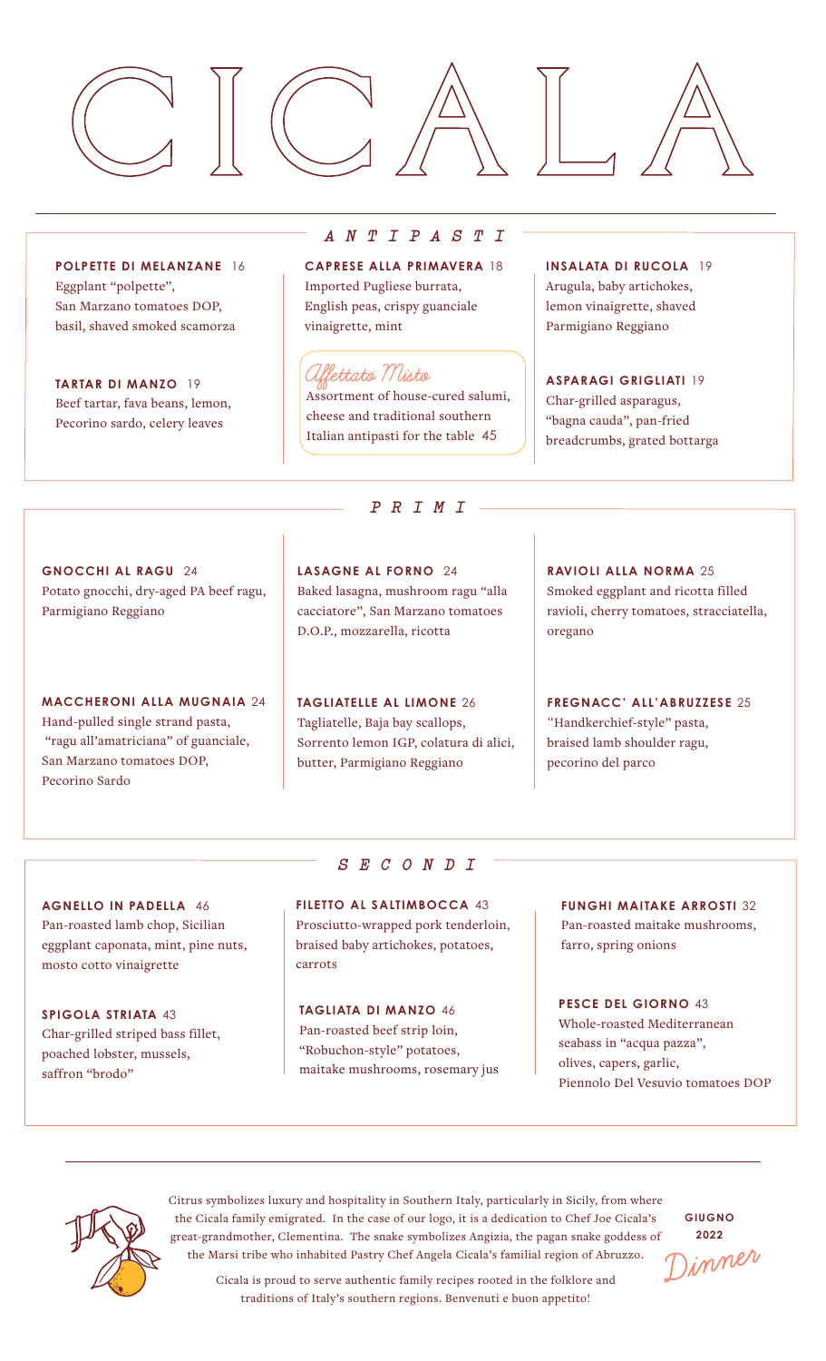# CICALA

## ANTIPASTI

**POLPETTE DI MELANZANE** 16
Eggplant "polpette", San Marzano tomatoes DOP, basil, shaved smoked scamorza

**TARTAR DI MANZO** 19
Beef tartar, fava beans, lemon, Pecorino sardo, celery leaves

**CAPRESE ALLA PRIMAVERA** 18
Imported Pugliese burrata, English peas, crispy guanciale vinaigrette, mint

*Affettato Misto*
Assortment of house-cured salumi, cheese and traditional southern Italian antipasti for the table 45

**INSALATA DI RUCOLA** 19
Arugula, baby artichokes, lemon vinaigrette, shaved Parmigiano Reggiano

**ASPARAGI GRIGLIATI** 19
Char-grilled asparagus, "bagna cauda", pan-fried breadcrumbs, grated bottarga

## PRIMI

**GNOCCHI AL RAGU** 24
Potato gnocchi, dry-aged PA beef ragu, Parmigiano Reggiano

**MACCHERONI ALLA MUGNAIA** 24
Hand-pulled single strand pasta, "ragu all'amatriciana" of guanciale, San Marzano tomatoes DOP, Pecorino Sardo

**LASAGNE AL FORNO** 24
Baked lasagna, mushroom ragu "alla cacciatore", San Marzano tomatoes D.O.P., mozzarella, ricotta

**TAGLIATELLE AL LIMONE** 26
Tagliatelle, Baja bay scallops, Sorrento lemon IGP, colatura di alici, butter, Parmigiano Reggiano

**RAVIOLI ALLA NORMA** 25
Smoked eggplant and ricotta filled ravioli, cherry tomatoes, stracciatella, oregano

**FREGNACC' ALL'ABRUZZESE** 25
"Handkerchief-style" pasta, braised lamb shoulder ragu, pecorino del parco

## SECONDI

**AGNELLO IN PADELLA** 46
Pan-roasted lamb chop, Sicilian eggplant caponata, mint, pine nuts, mosto cotto vinaigrette

**SPIGOLA STRIATA** 43
Char-grilled striped bass fillet, poached lobster, mussels, saffron "brodo"

**FILETTO AL SALTIMBOCCA** 43
Prosciutto-wrapped pork tenderloin, braised baby artichokes, potatoes, carrots

**TAGLIATA DI MANZO** 46
Pan-roasted beef strip loin, "Robuchon-style" potatoes, maitake mushrooms, rosemary jus

**FUNGHI MAITAKE ARROSTI** 32
Pan-roasted maitake mushrooms, farro, spring onions

**PESCE DEL GIORNO** 43
Whole-roasted Mediterranean seabass in "acqua pazza", olives, capers, garlic, Piennolo Del Vesuvio tomatoes DOP

---

Citrus symbolizes luxury and hospitality in Southern Italy, particularly in Sicily, from where the Cicala family emigrated. In the case of our logo, it is a dedication to Chef Joe Cicala's great-grandmother, Clementina. The snake symbolizes Angizia, the pagan snake goddess of the Marsi tribe who inhabited Pastry Chef Angela Cicala's familial region of Abruzzo.

Cicala is proud to serve authentic family recipes rooted in the folklore and traditions of Italy's southern regions. Benvenuti e buon appetito!

**GIUGNO 2022**

*Dinner*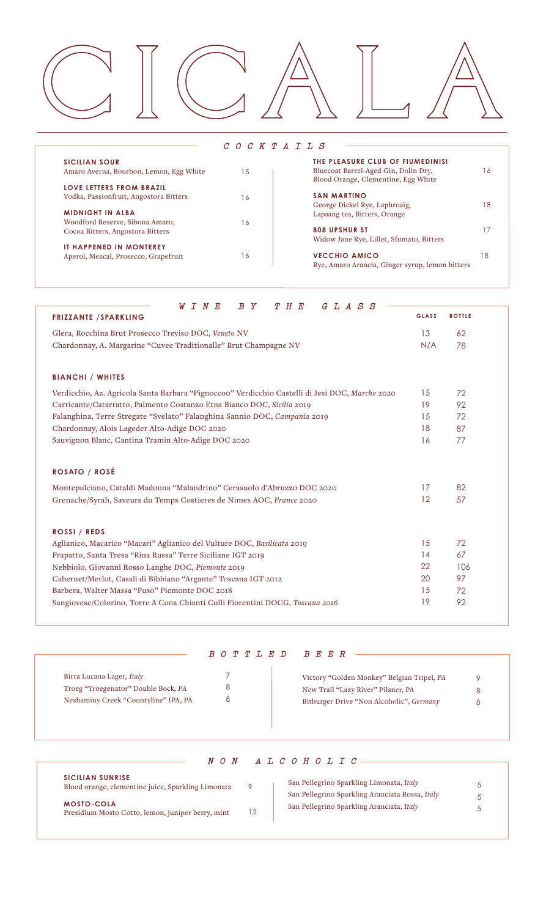# CICALA

## COCKTAILS

**SICILIAN SOUR**
Amaro Averna, Bourbon, Lemon, Egg White — 15

**LOVE LETTERS FROM BRAZIL**
Vodka, Passionfruit, Angostora Bitters — 16

**MIDNIGHT IN ALBA**
Woodford Reserve, Sibona Amaro, Cocoa Bitters, Angostora Bitters — 16

**IT HAPPENED IN MONTEREY**
Aperol, Mezcal, Prosecco, Grapefruit — 16

**THE PLEASURE CLUB OF FIUMEDINISI**
Bluecoat Barrel-Aged Gin, Dolin Dry, Blood Orange, Clementine, Egg White — 16

**SAN MARTINO**
George Dickel Rye, Laphroaig, Lapsang tea, Bitters, Orange — 18

**808 UPSHUR ST**
Widow Jane Rye, Lillet, Sfumato, Bitters — 17

**VECCHIO AMICO**
Rye, Amaro Arancia, Ginger syrup, lemon bitters — 18

## WINE BY THE GLASS

| FRIZZANTE / SPARKLING | GLASS | BOTTLE |
|---|---|---|
| Glera, Rocchina Brut Prosecco Treviso DOC, *Veneto* NV | 13 | 62 |
| Chardonnay, A. Margarine "Cuvee Traditionalle" Brut Champagne NV | N/A | 78 |

| BIANCHI / WHITES | GLASS | BOTTLE |
|---|---|---|
| Verdicchio, Az. Agricola Santa Barbara "Pignoccoo" Verdicchio Castelli di Jesi DOC, *Marche* 2020 | 15 | 72 |
| Carricante/Catarratto, Palmento Costanzo Etna Bianco DOC, *Sicilia* 2019 | 19 | 92 |
| Falanghina, Terre Stregate "Svelato" Falanghina Sannio DOC, *Campania* 2019 | 15 | 72 |
| Chardonnay, Alois Lageder Alto-Adige DOC 2020 | 18 | 87 |
| Sauvignon Blanc, Cantina Tramin Alto-Adige DOC 2020 | 16 | 77 |

| ROSATO / ROSÉ | GLASS | BOTTLE |
|---|---|---|
| Montepulciano, Cataldi Madonna "Malandrino" Cerasuolo d'Abruzzo DOC 2020 | 17 | 82 |
| Grenache/Syrah, Saveurs du Temps Costieres de Nimes AOC, *France* 2020 | 12 | 57 |

| ROSSI / REDS | GLASS | BOTTLE |
|---|---|---|
| Aglianico, Macarico "Macari" Aglianico del Vulture DOC, *Basilicata* 2019 | 15 | 72 |
| Frapatto, Santa Tresa "Rina Russa" Terre Siciliane IGT 2019 | 14 | 67 |
| Nebbiolo, Giovanni Rosso Langhe DOC, *Piemonte* 2019 | 22 | 106 |
| Cabernet/Merlot, Casali di Bibbiano "Argante" Toscana IGT 2012 | 20 | 97 |
| Barbera, Walter Massa "Fuso" Piemonte DOC 2018 | 15 | 72 |
| Sangiovese/Colorino, Torre A Cona Chianti Colli Fiorentini DOCG, *Toscana 2016* | 19 | 92 |

## BOTTLED BEER

| | |
|---|---|
| Birra Lucana Lager, *Italy* | 7 |
| Troeg "Troegenator" Double Bock, *PA* | 8 |
| Neshaminy Creek "Countyline" IPA, PA | 8 |
| Victory "Golden Monkey" Belgian Tripel, *PA* | 9 |
| New Trail "Lazy River" Pilsner, PA | 8 |
| Bitburger Drive "Non Alcoholic", *Germany* | 8 |

## NON ALCOHOLIC

**SICILIAN SUNRISE**
Blood orange, clementine juice, Sparkling Limonata — 9

**MOSTO-COLA**
Presidium Mosto Cotto, lemon, juniper berry, mint — 12

| | |
|---|---|
| San Pellegrino Sparkling Limonata, *Italy* | 5 |
| San Pellegrino Sparkling Aranciata Rossa, *Italy* | 5 |
| San Pellegrino Sparkling Aranciata, *Italy* | 5 |